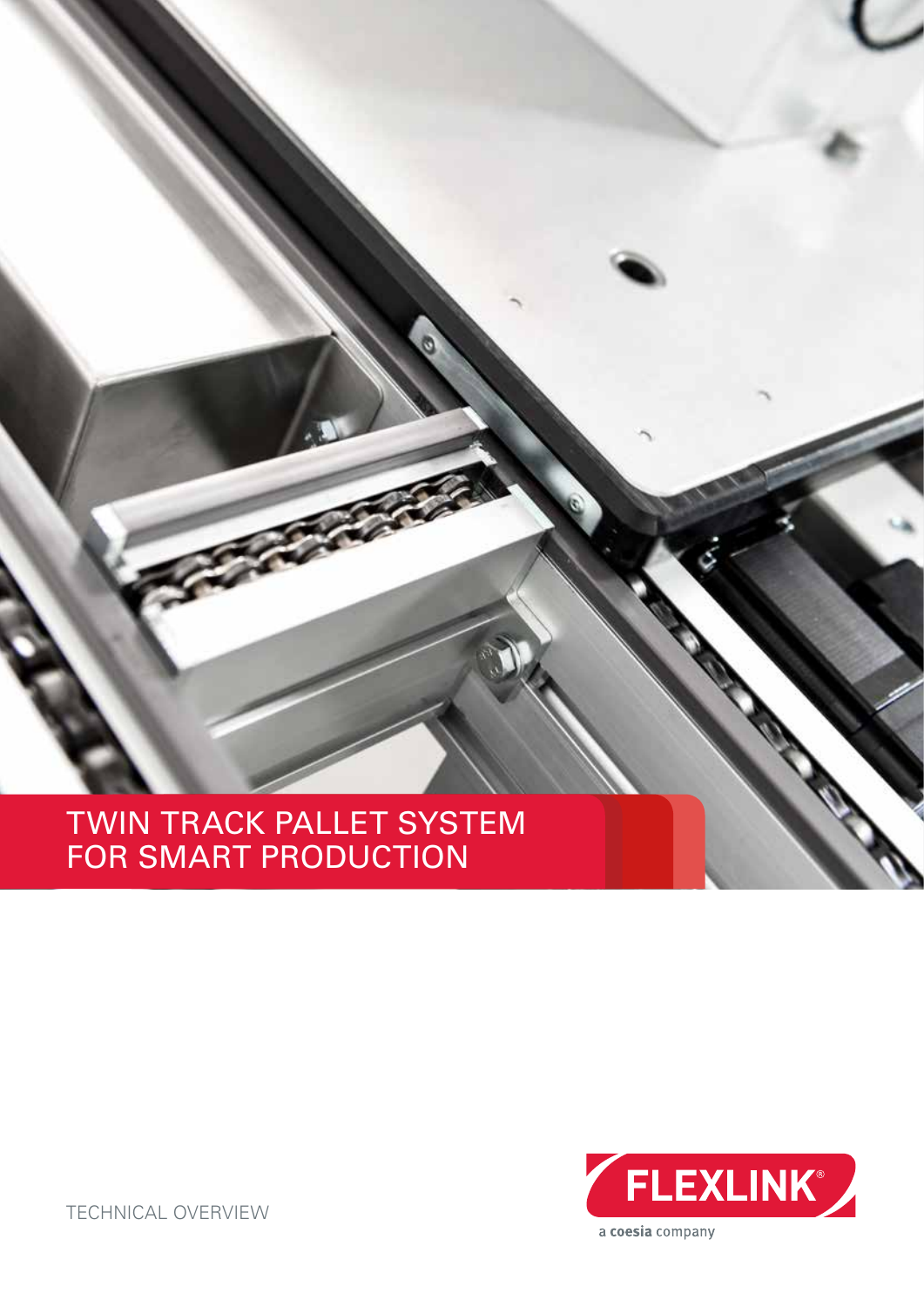# TWIN TRACK PALLET SYSTEM FOR SMART PRODUCTION

FLEXLINK®

a coesia company

TECHNICAL OVERVIEW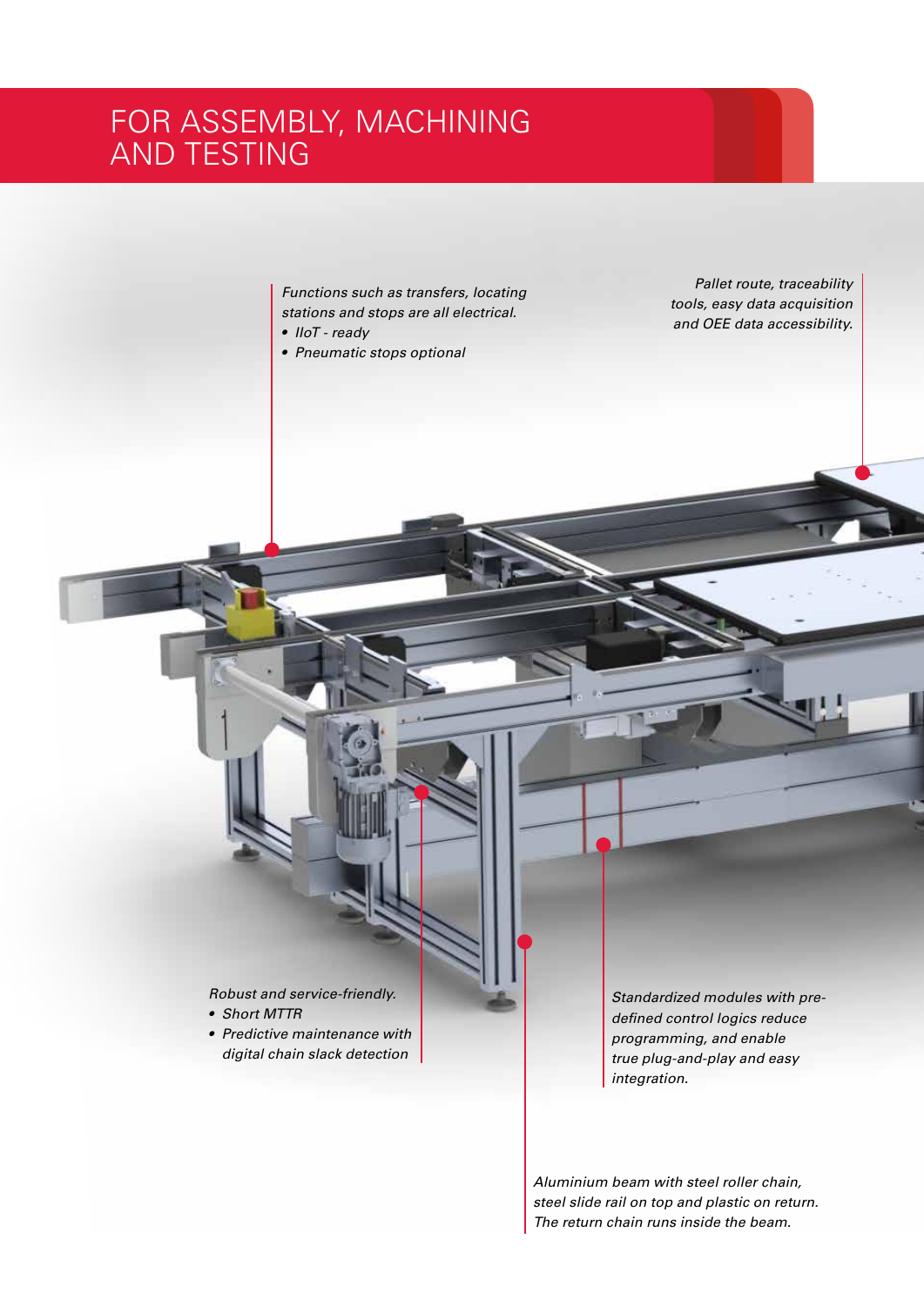# FOR ASSEMBLY, MACHINING AND TESTING

*Functions such as transfers, locating stations and stops are all electrical.*

- *IIoT - ready*
- *Pneumatic stops optional*

*Pallet route, traceability tools, easy data acquisition and OEE data accessibility.*

*Robust and service-friendly.*

- *Short MTTR*
- *Predictive maintenance with digital chain slack detection*

*Standardized modules with pre-defined control logics reduce programming, and enable true plug-and-play and easy integration.*

*Aluminium beam with steel roller chain, steel slide rail on top and plastic on return. The return chain runs inside the beam.*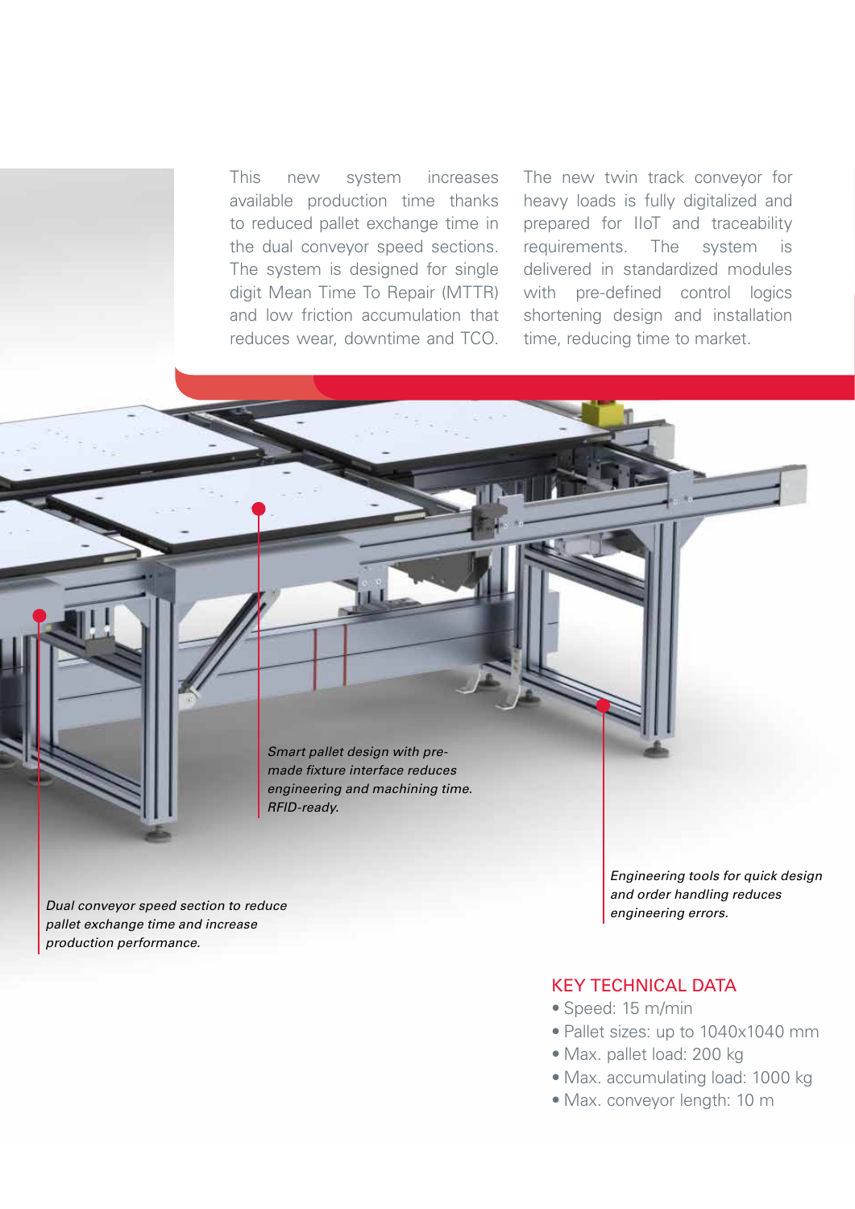This new system increases available production time thanks to reduced pallet exchange time in the dual conveyor speed sections. The system is designed for single digit Mean Time To Repair (MTTR) and low friction accumulation that reduces wear, downtime and TCO.

The new twin track conveyor for heavy loads is fully digitalized and prepared for IIoT and traceability requirements. The system is delivered in standardized modules with pre-defined control logics shortening design and installation time, reducing time to market.

*Smart pallet design with pre-made fixture interface reduces engineering and machining time. RFID-ready.*

*Dual conveyor speed section to reduce pallet exchange time and increase production performance.*

*Engineering tools for quick design and order handling reduces engineering errors.*

## KEY TECHNICAL DATA

- Speed: 15 m/min
- Pallet sizes: up to 1040x1040 mm
- Max. pallet load: 200 kg
- Max. accumulating load: 1000 kg
- Max. conveyor length: 10 m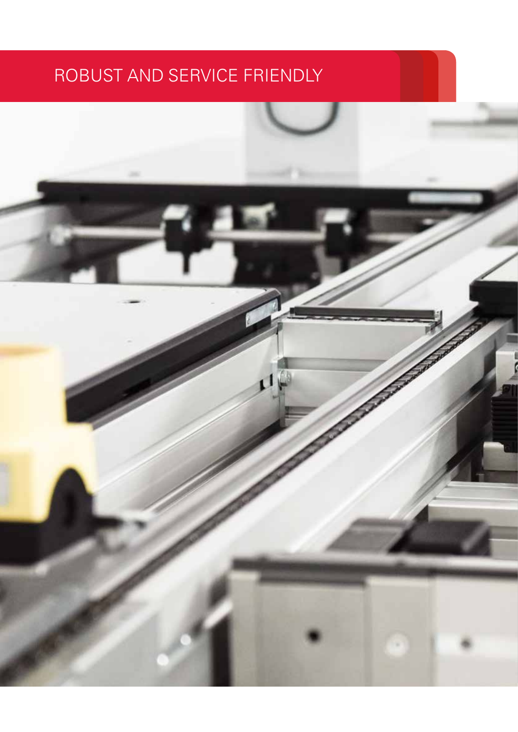# ROBUST AND SERVICE FRIENDLY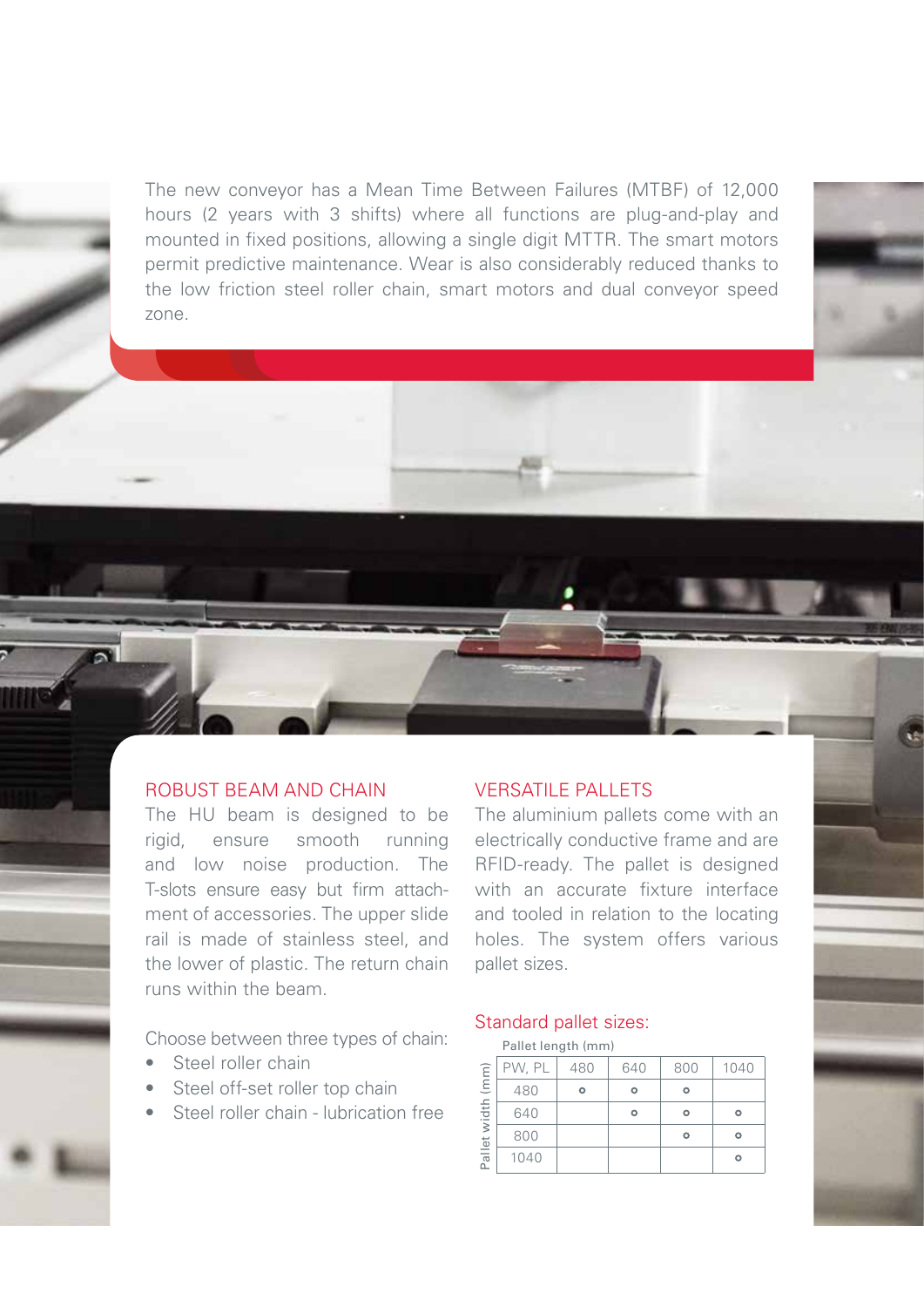The new conveyor has a Mean Time Between Failures (MTBF) of 12,000 hours (2 years with 3 shifts) where all functions are plug-and-play and mounted in fixed positions, allowing a single digit MTTR. The smart motors permit predictive maintenance. Wear is also considerably reduced thanks to the low friction steel roller chain, smart motors and dual conveyor speed zone.

## ROBUST BEAM AND CHAIN

The HU beam is designed to be rigid, ensure smooth running and low noise production. The T-slots ensure easy but firm attachment of accessories. The upper slide rail is made of stainless steel, and the lower of plastic. The return chain runs within the beam.

Choose between three types of chain:

- Steel roller chain
- Steel off-set roller top chain
- Steel roller chain - lubrication free

## VERSATILE PALLETS

The aluminium pallets come with an electrically conductive frame and are RFID-ready. The pallet is designed with an accurate fixture interface and tooled in relation to the locating holes. The system offers various pallet sizes.

### Standard pallet sizes:

Pallet length (mm) / Pallet width (mm)

| PW, PL | 480 | 640 | 800 | 1040 |
|---|---|---|---|---|
| 480 | o | o | o | |
| 640 | | o | o | o |
| 800 | | | o | o |
| 1040 | | | | o |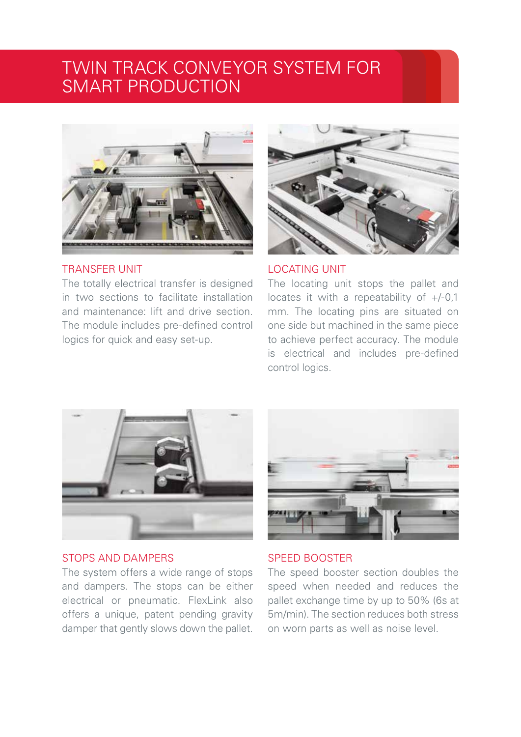# TWIN TRACK CONVEYOR SYSTEM FOR SMART PRODUCTION

## TRANSFER UNIT

The totally electrical transfer is designed in two sections to facilitate installation and maintenance: lift and drive section. The module includes pre-defined control logics for quick and easy set-up.

## LOCATING UNIT

The locating unit stops the pallet and locates it with a repeatability of +/-0,1 mm. The locating pins are situated on one side but machined in the same piece to achieve perfect accuracy. The module is electrical and includes pre-defined control logics.

## STOPS AND DAMPERS

The system offers a wide range of stops and dampers. The stops can be either electrical or pneumatic. FlexLink also offers a unique, patent pending gravity damper that gently slows down the pallet.

## SPEED BOOSTER

The speed booster section doubles the speed when needed and reduces the pallet exchange time by up to 50% (6s at 5m/min). The section reduces both stress on worn parts as well as noise level.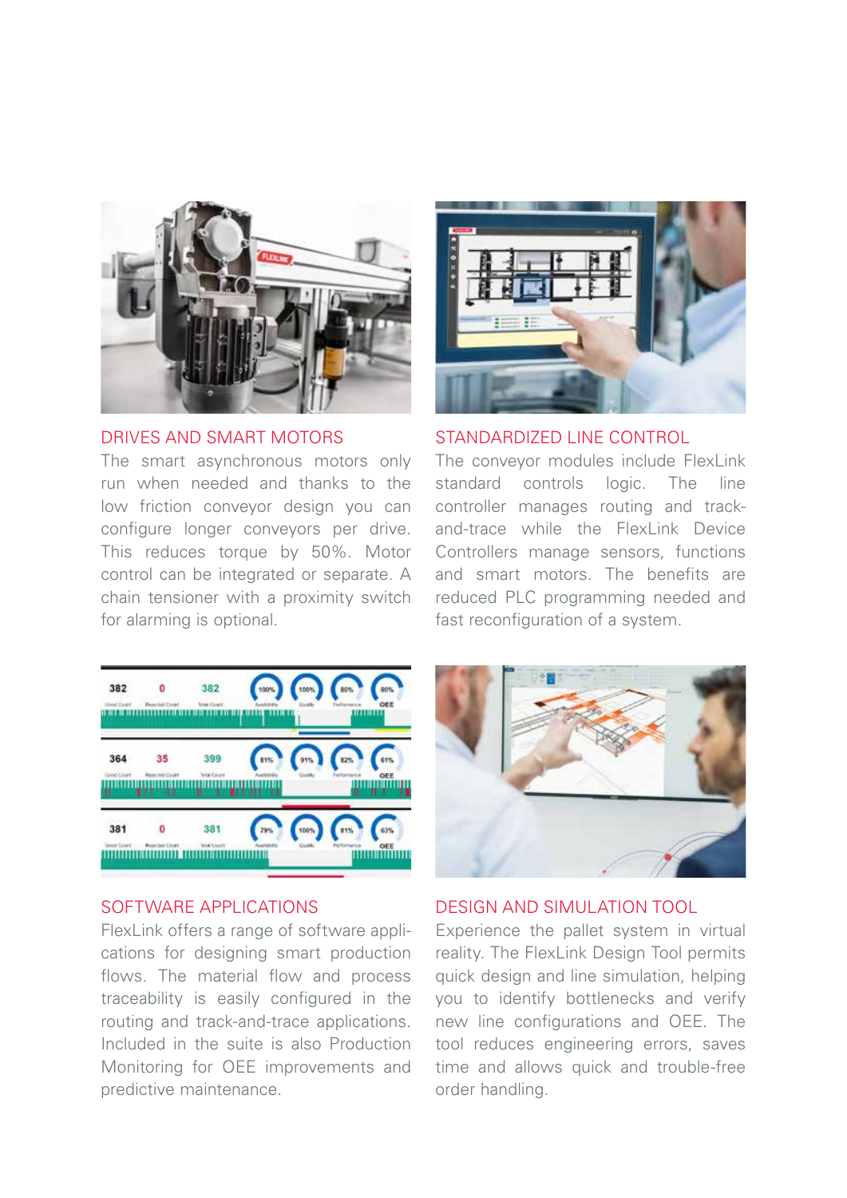## DRIVES AND SMART MOTORS

The smart asynchronous motors only run when needed and thanks to the low friction conveyor design you can configure longer conveyors per drive. This reduces torque by 50%. Motor control can be integrated or separate. A chain tensioner with a proximity switch for alarming is optional.

## STANDARDIZED LINE CONTROL

The conveyor modules include FlexLink standard controls logic. The line controller manages routing and track-and-trace while the FlexLink Device Controllers manage sensors, functions and smart motors. The benefits are reduced PLC programming needed and fast reconfiguration of a system.

## SOFTWARE APPLICATIONS

FlexLink offers a range of software applications for designing smart production flows. The material flow and process traceability is easily configured in the routing and track-and-trace applications. Included in the suite is also Production Monitoring for OEE improvements and predictive maintenance.

## DESIGN AND SIMULATION TOOL

Experience the pallet system in virtual reality. The FlexLink Design Tool permits quick design and line simulation, helping you to identify bottlenecks and verify new line configurations and OEE. The tool reduces engineering errors, saves time and allows quick and trouble-free order handling.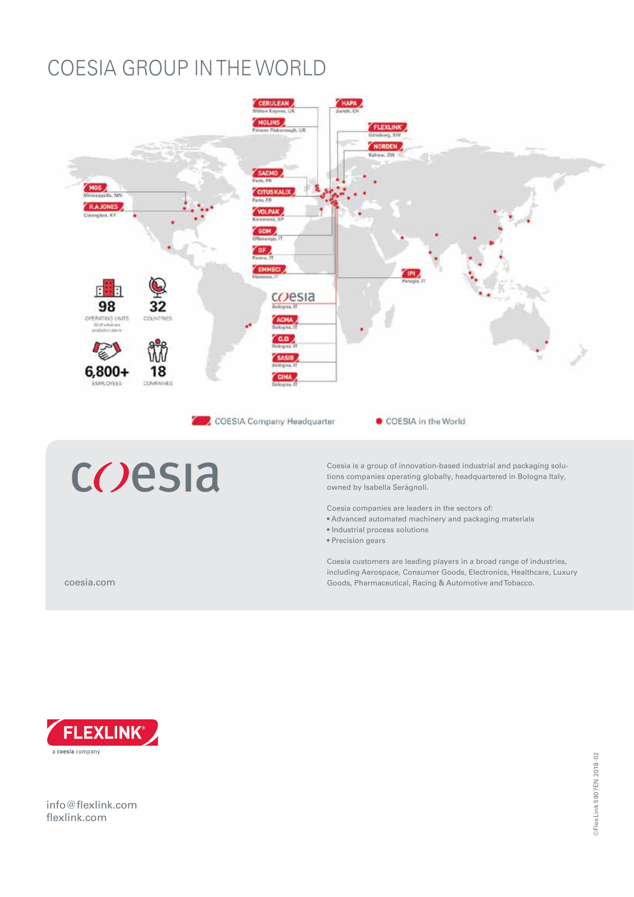# COESIA GROUP IN THE WORLD

CERULEAN
Milton Keynes, UK

HAPA
Zurich, CH

MOLINS
Princes Risborough, UK

FLEXLINK
Göteborg, SW

NORDEN
Kalmar, SW

SACMO
Paris, FR

CITUS KALIX
Paris, FR

MGS
Minneapolis, MN

R.A JONES
Covington, KY

VOLPAK
Barcelona, SP

GDM
Offanengo, IT

OF
Parma, IT

EMMECI
Florence, IT

IPI
Perugia, IT

coesia
Bologna, IT

ACMA
Bologna, IT

G.D
Bologna, IT

SASIB
Bologna, IT

CIMA
Bologna, IT

98
OPERATING UNITS
50 of which are production plants

32
COUNTRIES

6,800+
EMPLOYEES

18
COMPANIES

COESIA Company Headquarter

COESIA in the World

coesia

coesia.com

Coesia is a group of innovation-based industrial and packaging solutions companies operating globally, headquartered in Bologna Italy, owned by Isabella Seràgnoli.

Coesia companies are leaders in the sectors of:

- Advanced automated machinery and packaging materials
- Industrial process solutions
- Precision gears

Coesia customers are leading players in a broad range of industries, including Aerospace, Consumer Goods, Electronics, Healthcare, Luxury Goods, Pharmaceutical, Racing & Automotive and Tobacco.

FLEXLINK®
a coesia company

info@flexlink.com
flexlink.com

©FlexLink 5907EN 2018-02